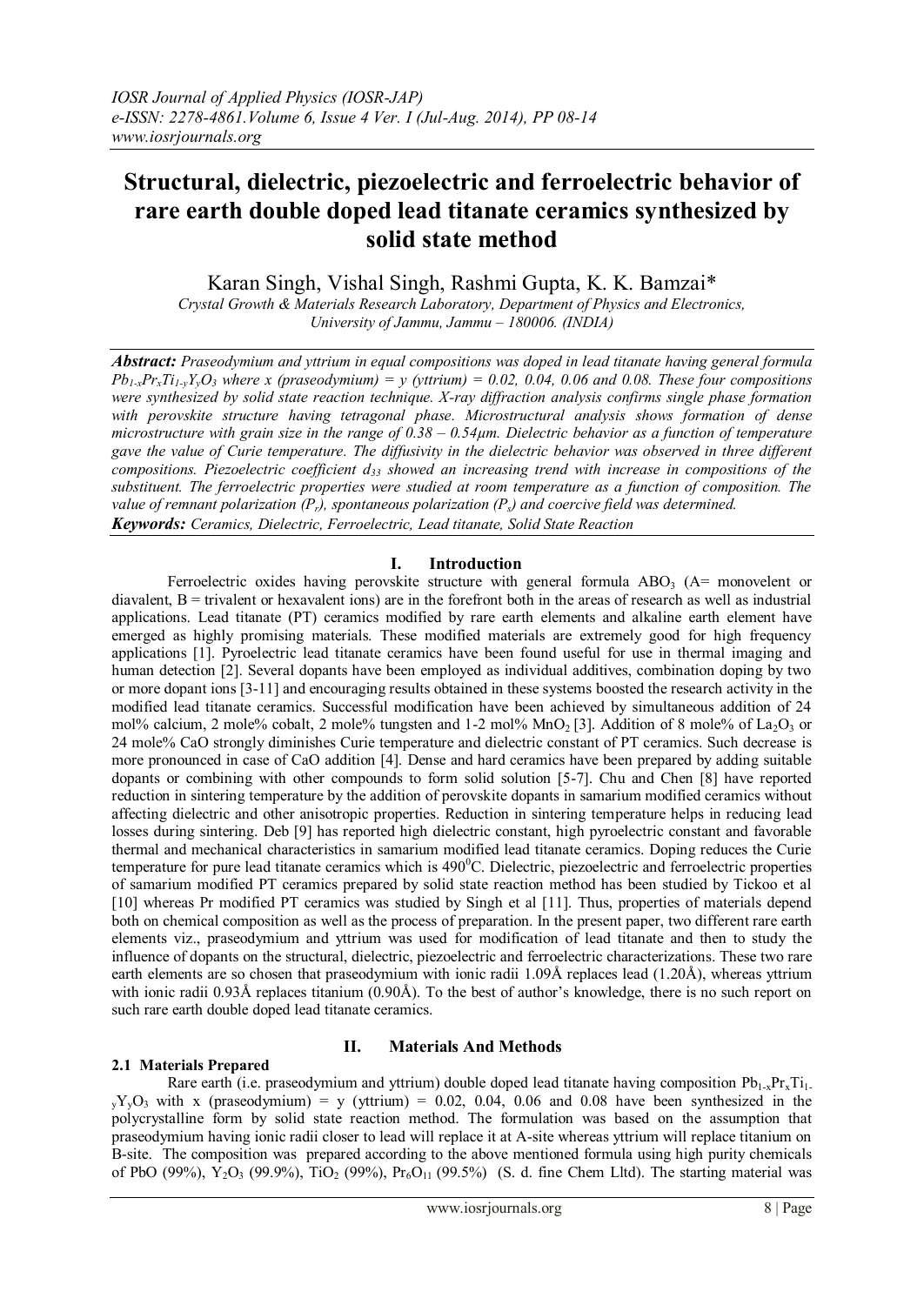# Structural, dielectric, piezoelectric and ferroelectric behavior of rare earth double doped lead titanate ceramics synthesized by solid state method

Karan Singh, Vishal Singh, Rashmi Gupta, K. K. Bamzai*

*Crystal Growth & Materials Research Laboratory, Department of Physics and Electronics, University of Jammu, Jammu – 180006. (INDIA)*

***Abstract:*** *Praseodymium and yttrium in equal compositions was doped in lead titanate having general formula $Pb_{1-x}Pr_xTi_{1-y}Y_yO_3$ where x (praseodymium) = y (yttrium) = 0.02, 0.04, 0.06 and 0.08. These four compositions were synthesized by solid state reaction technique. X-ray diffraction analysis confirms single phase formation with perovskite structure having tetragonal phase. Microstructural analysis shows formation of dense microstructure with grain size in the range of 0.38 – 0.54µm. Dielectric behavior as a function of temperature gave the value of Curie temperature. The diffusivity in the dielectric behavior was observed in three different compositions. Piezoelectric coefficient $d_{33}$ showed an increasing trend with increase in compositions of the substituent. The ferroelectric properties were studied at room temperature as a function of composition. The value of remnant polarization ($P_r$), spontaneous polarization ($P_s$) and coercive field was determined.*

***Keywords:*** *Ceramics, Dielectric, Ferroelectric, Lead titanate, Solid State Reaction*

## I. Introduction

Ferroelectric oxides having perovskite structure with general formula $ABO_3$ (A= monovelent or diavalent, B = trivalent or hexavalent ions) are in the forefront both in the areas of research as well as industrial applications. Lead titanate (PT) ceramics modified by rare earth elements and alkaline earth element have emerged as highly promising materials. These modified materials are extremely good for high frequency applications [1]. Pyroelectric lead titanate ceramics have been found useful for use in thermal imaging and human detection [2]. Several dopants have been employed as individual additives, combination doping by two or more dopant ions [3-11] and encouraging results obtained in these systems boosted the research activity in the modified lead titanate ceramics. Successful modification have been achieved by simultaneous addition of 24 mol% calcium, 2 mole% cobalt, 2 mole% tungsten and 1-2 mol% $MnO_2$ [3]. Addition of 8 mole% of $La_2O_3$ or 24 mole% CaO strongly diminishes Curie temperature and dielectric constant of PT ceramics. Such decrease is more pronounced in case of CaO addition [4]. Dense and hard ceramics have been prepared by adding suitable dopants or combining with other compounds to form solid solution [5-7]. Chu and Chen [8] have reported reduction in sintering temperature by the addition of perovskite dopants in samarium modified ceramics without affecting dielectric and other anisotropic properties. Reduction in sintering temperature helps in reducing lead losses during sintering. Deb [9] has reported high dielectric constant, high pyroelectric constant and favorable thermal and mechanical characteristics in samarium modified lead titanate ceramics. Doping reduces the Curie temperature for pure lead titanate ceramics which is $490^0$C. Dielectric, piezoelectric and ferroelectric properties of samarium modified PT ceramics prepared by solid state reaction method has been studied by Tickoo et al [10] whereas Pr modified PT ceramics was studied by Singh et al [11]. Thus, properties of materials depend both on chemical composition as well as the process of preparation. In the present paper, two different rare earth elements viz., praseodymium and yttrium was used for modification of lead titanate and then to study the influence of dopants on the structural, dielectric, piezoelectric and ferroelectric characterizations. These two rare earth elements are so chosen that praseodymium with ionic radii 1.09Å replaces lead (1.20Å), whereas yttrium with ionic radii 0.93Å replaces titanium (0.90Å). To the best of author's knowledge, there is no such report on such rare earth double doped lead titanate ceramics.

## II. Materials And Methods

### 2.1 Materials Prepared

Rare earth (i.e. praseodymium and yttrium) double doped lead titanate having composition $Pb_{1-x}Pr_xTi_{1-y}Y_yO_3$ with x (praseodymium) = y (yttrium) = 0.02, 0.04, 0.06 and 0.08 have been synthesized in the polycrystalline form by solid state reaction method. The formulation was based on the assumption that praseodymium having ionic radii closer to lead will replace it at A-site whereas yttrium will replace titanium on B-site. The composition was prepared according to the above mentioned formula using high purity chemicals of PbO (99%), $Y_2O_3$ (99.9%), $TiO_2$ (99%), $Pr_6O_{11}$ (99.5%) (S. d. fine Chem Ltd). The starting material was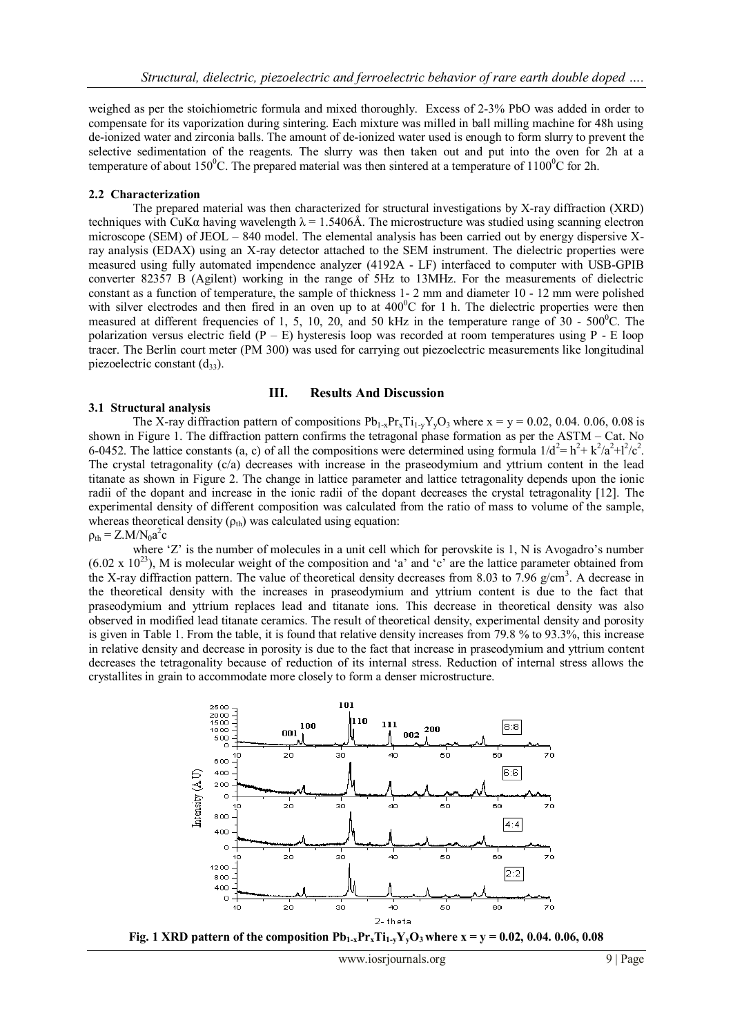weighed as per the stoichiometric formula and mixed thoroughly. Excess of 2-3% PbO was added in order to compensate for its vaporization during sintering. Each mixture was milled in ball milling machine for 48h using de-ionized water and zirconia balls. The amount of de-ionized water used is enough to form slurry to prevent the selective sedimentation of the reagents. The slurry was then taken out and put into the oven for 2h at a temperature of about 150$^0$C. The prepared material was then sintered at a temperature of 1100$^0$C for 2h.

### 2.2 Characterization

The prepared material was then characterized for structural investigations by X-ray diffraction (XRD) techniques with CuKα having wavelength λ = 1.5406Å. The microstructure was studied using scanning electron microscope (SEM) of JEOL – 840 model. The elemental analysis has been carried out by energy dispersive X-ray analysis (EDAX) using an X-ray detector attached to the SEM instrument. The dielectric properties were measured using fully automated impendence analyzer (4192A - LF) interfaced to computer with USB-GPIB converter 82357 B (Agilent) working in the range of 5Hz to 13MHz. For the measurements of dielectric constant as a function of temperature, the sample of thickness 1- 2 mm and diameter 10 - 12 mm were polished with silver electrodes and then fired in an oven up to at 400$^0$C for 1 h. The dielectric properties were then measured at different frequencies of 1, 5, 10, 20, and 50 kHz in the temperature range of 30 - 500$^0$C. The polarization versus electric field (P – E) hysteresis loop was recorded at room temperatures using P - E loop tracer. The Berlin court meter (PM 300) was used for carrying out piezoelectric measurements like longitudinal piezoelectric constant ($d_{33}$).

## III. Results And Discussion

### 3.1 Structural analysis

The X-ray diffraction pattern of compositions $Pb_{1-x}Pr_xTi_{1-y}Y_yO_3$ where x = y = 0.02, 0.04. 0.06, 0.08 is shown in Figure 1. The diffraction pattern confirms the tetragonal phase formation as per the ASTM – Cat. No 6-0452. The lattice constants (a, c) of all the compositions were determined using formula $1/d^2= h^2+ k^2/a^2+l^2/c^2$. The crystal tetragonality (c/a) decreases with increase in the praseodymium and yttrium content in the lead titanate as shown in Figure 2. The change in lattice parameter and lattice tetragonality depends upon the ionic radii of the dopant and increase in the ionic radii of the dopant decreases the crystal tetragonality [12]. The experimental density of different composition was calculated from the ratio of mass to volume of the sample, whereas theoretical density ($\rho_{th}$) was calculated using equation:

$$\rho_{th} = Z.M/N_0a^2c$$

where 'Z' is the number of molecules in a unit cell which for perovskite is 1, N is Avogadro's number (6.02 x $10^{23}$), M is molecular weight of the composition and 'a' and 'c' are the lattice parameter obtained from the X-ray diffraction pattern. The value of theoretical density decreases from 8.03 to 7.96 g/cm$^3$. A decrease in the theoretical density with the increases in praseodymium and yttrium content is due to the fact that praseodymium and yttrium replaces lead and titanate ions. This decrease in theoretical density was also observed in modified lead titanate ceramics. The result of theoretical density, experimental density and porosity is given in Table 1. From the table, it is found that relative density increases from 79.8 % to 93.3%, this increase in relative density and decrease in porosity is due to the fact that increase in praseodymium and yttrium content decreases the tetragonality because of reduction of its internal stress. Reduction of internal stress allows the crystallites in grain to accommodate more closely to form a denser microstructure.

**Fig. 1 XRD pattern of the composition $Pb_{1-x}Pr_xTi_{1-y}Y_yO_3$ where x = y = 0.02, 0.04. 0.06, 0.08**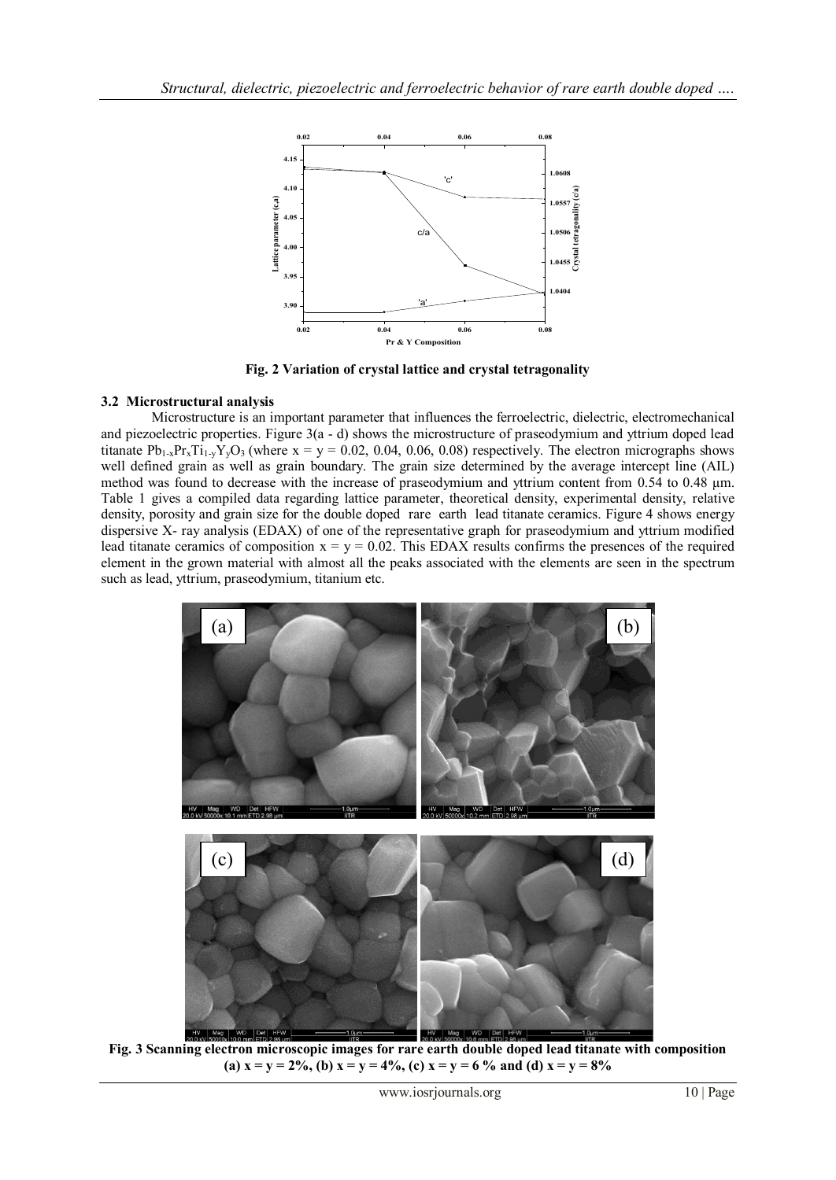Fig. 2 Variation of crystal lattice and crystal tetragonality

### 3.2 Microstructural analysis

Microstructure is an important parameter that influences the ferroelectric, dielectric, electromechanical and piezoelectric properties. Figure 3(a - d) shows the microstructure of praseodymium and yttrium doped lead titanate $Pb_{1-x}Pr_xTi_{1-y}Y_yO_3$ (where x = y = 0.02, 0.04, 0.06, 0.08) respectively. The electron micrographs shows well defined grain as well as grain boundary. The grain size determined by the average intercept line (AIL) method was found to decrease with the increase of praseodymium and yttrium content from 0.54 to 0.48 µm. Table 1 gives a compiled data regarding lattice parameter, theoretical density, experimental density, relative density, porosity and grain size for the double doped rare earth lead titanate ceramics. Figure 4 shows energy dispersive X- ray analysis (EDAX) of one of the representative graph for praseodymium and yttrium modified lead titanate ceramics of composition x = y = 0.02. This EDAX results confirms the presences of the required element in the grown material with almost all the peaks associated with the elements are seen in the spectrum such as lead, yttrium, praseodymium, titanium etc.

**Fig. 3 Scanning electron microscopic images for rare earth double doped lead titanate with composition (a) x = y = 2%, (b) x = y = 4%, (c) x = y = 6 % and (d) x = y = 8%**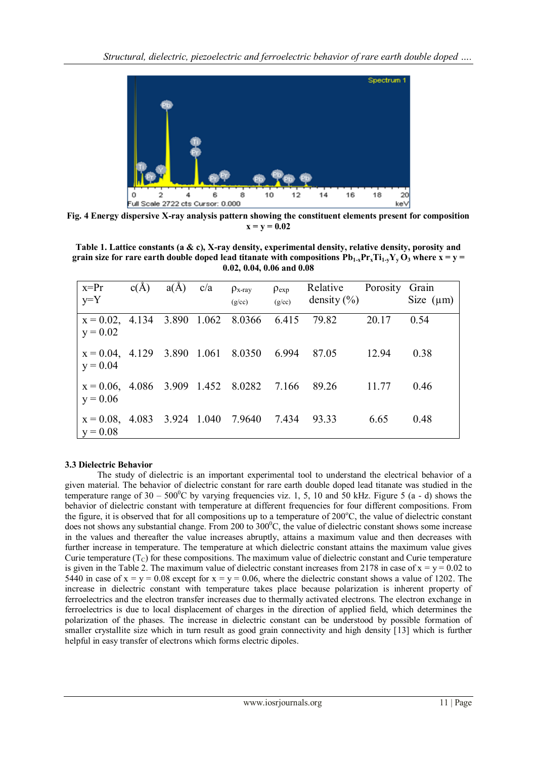**Fig. 4 Energy dispersive X-ray analysis pattern showing the constituent elements present for composition x = y = 0.02**

**Table 1. Lattice constants (a & c), X-ray density, experimental density, relative density, porosity and grain size for rare earth double doped lead titanate with compositions $Pb_{1-x}Pr_xTi_{1-y}Y_yO_3$ where x = y = 0.02, 0.04, 0.06 and 0.08**

| x=Pr y=Y | c(Å) | a(Å) | c/a | $\rho_{x\text{-ray}}$ (g/cc) | $\rho_{exp}$ (g/cc) | Relative density (%) | Porosity | Grain Size (µm) |
|---|---|---|---|---|---|---|---|---|
| x = 0.02, y = 0.02 | 4.134 | 3.890 | 1.062 | 8.0366 | 6.415 | 79.82 | 20.17 | 0.54 |
| x = 0.04, y = 0.04 | 4.129 | 3.890 | 1.061 | 8.0350 | 6.994 | 87.05 | 12.94 | 0.38 |
| x = 0.06, y = 0.06 | 4.086 | 3.909 | 1.452 | 8.0282 | 7.166 | 89.26 | 11.77 | 0.46 |
| x = 0.08, y = 0.08 | 4.083 | 3.924 | 1.040 | 7.9640 | 7.434 | 93.33 | 6.65 | 0.48 |

### 3.3 Dielectric Behavior

The study of dielectric is an important experimental tool to understand the electrical behavior of a given material. The behavior of dielectric constant for rare earth double doped lead titanate was studied in the temperature range of 30 – 500°C by varying frequencies viz. 1, 5, 10 and 50 kHz. Figure 5 (a - d) shows the behavior of dielectric constant with temperature at different frequencies for four different compositions. From the figure, it is observed that for all compositions up to a temperature of 200°C, the value of dielectric constant does not shows any substantial change. From 200 to 300°C, the value of dielectric constant shows some increase in the values and thereafter the value increases abruptly, attains a maximum value and then decreases with further increase in temperature. The temperature at which dielectric constant attains the maximum value gives Curie temperature ($T_C$) for these compositions. The maximum value of dielectric constant and Curie temperature is given in the Table 2. The maximum value of dielectric constant increases from 2178 in case of x = y = 0.02 to 5440 in case of x = y = 0.08 except for x = y = 0.06, where the dielectric constant shows a value of 1202. The increase in dielectric constant with temperature takes place because polarization is inherent property of ferroelectrics and the electron transfer increases due to thermally activated electrons. The electron exchange in ferroelectrics is due to local displacement of charges in the direction of applied field, which determines the polarization of the phases. The increase in dielectric constant can be understood by possible formation of smaller crystallite size which in turn result as good grain connectivity and high density [13] which is further helpful in easy transfer of electrons which forms electric dipoles.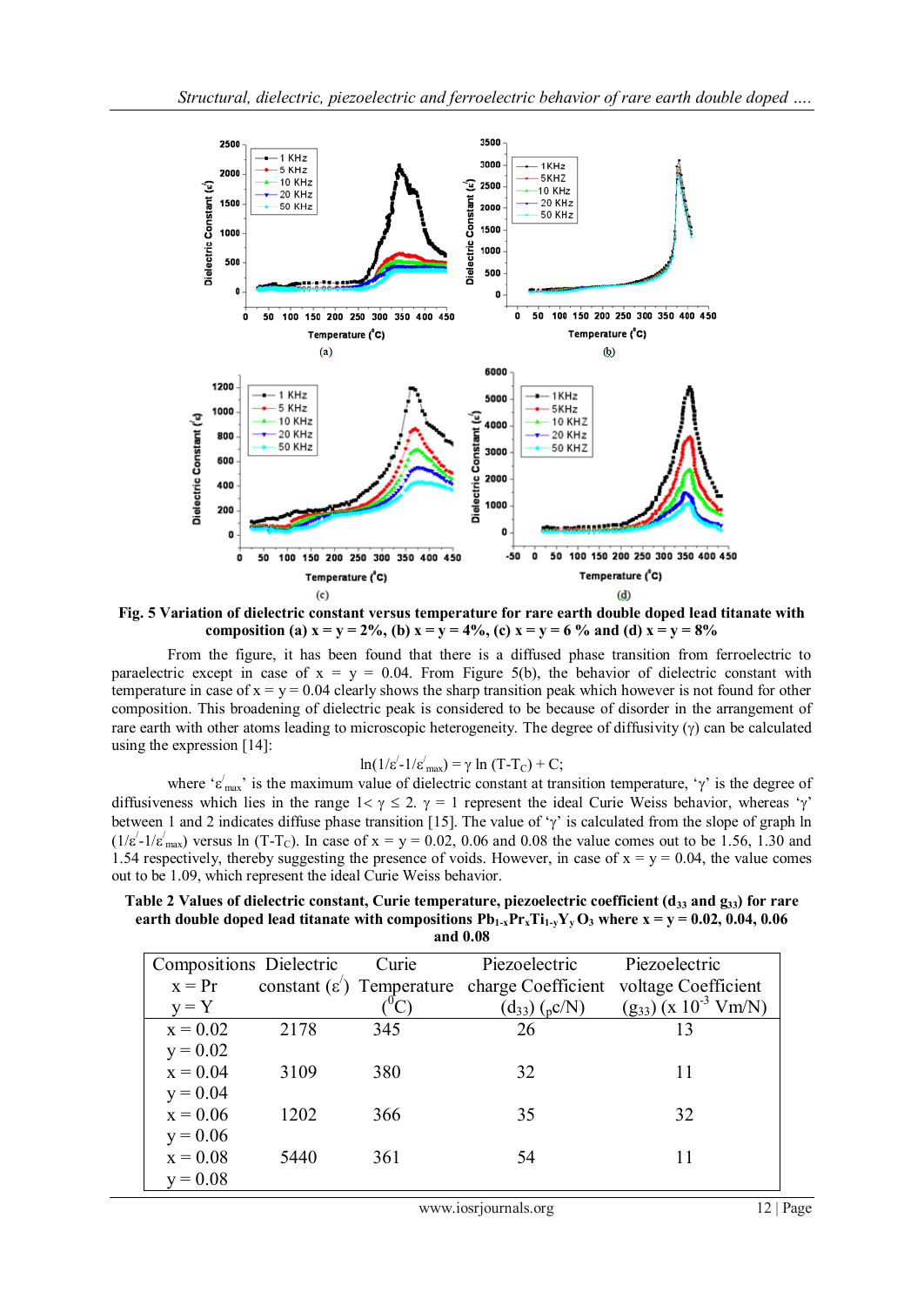**Fig. 5 Variation of dielectric constant versus temperature for rare earth double doped lead titanate with composition (a) x = y = 2%, (b) x = y = 4%, (c) x = y = 6 % and (d) x = y = 8%**

From the figure, it has been found that there is a diffused phase transition from ferroelectric to paraelectric except in case of x = y = 0.04. From Figure 5(b), the behavior of dielectric constant with temperature in case of x = y = 0.04 clearly shows the sharp transition peak which however is not found for other composition. This broadening of dielectric peak is considered to be because of disorder in the arrangement of rare earth with other atoms leading to microscopic heterogeneity. The degree of diffusivity (γ) can be calculated using the expression [14]:

$$\ln(1/\varepsilon' - 1/\varepsilon'_{max}) = \gamma \ln (T - T_C) + C;$$

where '$\varepsilon'_{max}$' is the maximum value of dielectric constant at transition temperature, 'γ' is the degree of diffusiveness which lies in the range $1 < \gamma \leq 2$. γ = 1 represent the ideal Curie Weiss behavior, whereas 'γ' between 1 and 2 indicates diffuse phase transition [15]. The value of 'γ' is calculated from the slope of graph $\ln (1/\varepsilon' - 1/\varepsilon'_{max})$ versus $\ln (T - T_C)$. In case of x = y = 0.02, 0.06 and 0.08 the value comes out to be 1.56, 1.30 and 1.54 respectively, thereby suggesting the presence of voids. However, in case of x = y = 0.04, the value comes out to be 1.09, which represent the ideal Curie Weiss behavior.

**Table 2 Values of dielectric constant, Curie temperature, piezoelectric coefficient ($d_{33}$ and $g_{33}$) for rare earth double doped lead titanate with compositions $Pb_{1-x}Pr_xTi_{1-y}Y_yO_3$ where x = y = 0.02, 0.04, 0.06 and 0.08**

| Compositions x = Pr y = Y | Dielectric constant ($\varepsilon'$) | Curie Temperature ($^0$C) | Piezoelectric charge Coefficient ($d_{33}$) (pc/N) | Piezoelectric voltage Coefficient ($g_{33}$) (x $10^{-3}$ Vm/N) |
|---|---|---|---|---|
| x = 0.02 y = 0.02 | 2178 | 345 | 26 | 13 |
| x = 0.04 y = 0.04 | 3109 | 380 | 32 | 11 |
| x = 0.06 y = 0.06 | 1202 | 366 | 35 | 32 |
| x = 0.08 y = 0.08 | 5440 | 361 | 54 | 11 |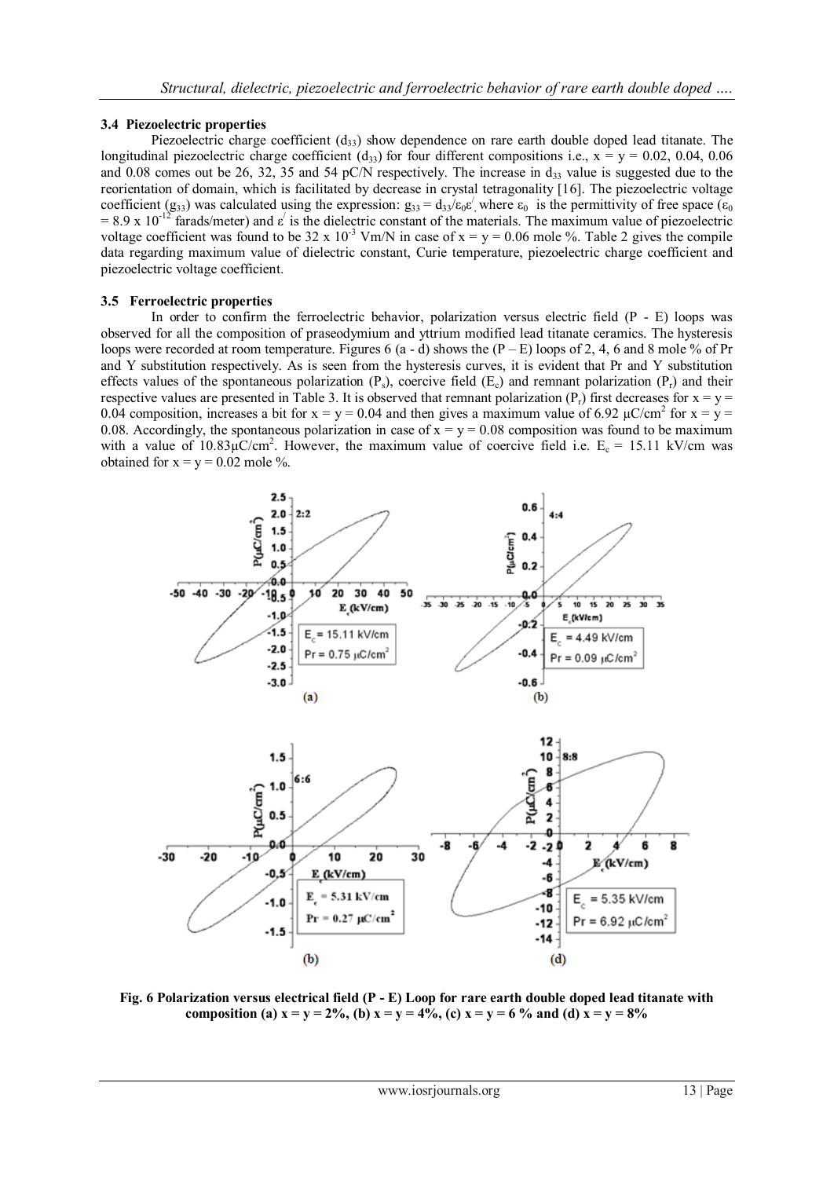### 3.4 Piezoelectric properties

Piezoelectric charge coefficient ($d_{33}$) show dependence on rare earth double doped lead titanate. The longitudinal piezoelectric charge coefficient ($d_{33}$) for four different compositions i.e., x = y = 0.02, 0.04, 0.06 and 0.08 comes out be 26, 32, 35 and 54 pC/N respectively. The increase in $d_{33}$ value is suggested due to the reorientation of domain, which is facilitated by decrease in crystal tetragonality [16]. The piezoelectric voltage coefficient ($g_{33}$) was calculated using the expression: $g_{33} = d_{33}/\varepsilon_0\varepsilon'$, where $\varepsilon_0$ is the permittivity of free space ($\varepsilon_0 = 8.9 \times 10^{-12}$ farads/meter) and $\varepsilon'$ is the dielectric constant of the materials. The maximum value of piezoelectric voltage coefficient was found to be $32 \times 10^{-3}$ Vm/N in case of x = y = 0.06 mole %. Table 2 gives the compile data regarding maximum value of dielectric constant, Curie temperature, piezoelectric charge coefficient and piezoelectric voltage coefficient.

### 3.5 Ferroelectric properties

In order to confirm the ferroelectric behavior, polarization versus electric field (P - E) loops was observed for all the composition of praseodymium and yttrium modified lead titanate ceramics. The hysteresis loops were recorded at room temperature. Figures 6 (a - d) shows the (P – E) loops of 2, 4, 6 and 8 mole % of Pr and Y substitution respectively. As is seen from the hysteresis curves, it is evident that Pr and Y substitution effects values of the spontaneous polarization ($P_s$), coercive field ($E_c$) and remnant polarization ($P_r$) and their respective values are presented in Table 3. It is observed that remnant polarization ($P_r$) first decreases for x = y = 0.04 composition, increases a bit for x = y = 0.04 and then gives a maximum value of 6.92 μC/cm$^2$ for x = y = 0.08. Accordingly, the spontaneous polarization in case of x = y = 0.08 composition was found to be maximum with a value of 10.83μC/cm$^2$. However, the maximum value of coercive field i.e. $E_c$ = 15.11 kV/cm was obtained for x = y = 0.02 mole %.

**Fig. 6 Polarization versus electrical field (P - E) Loop for rare earth double doped lead titanate with composition (a) x = y = 2%, (b) x = y = 4%, (c) x = y = 6 % and (d) x = y = 8%**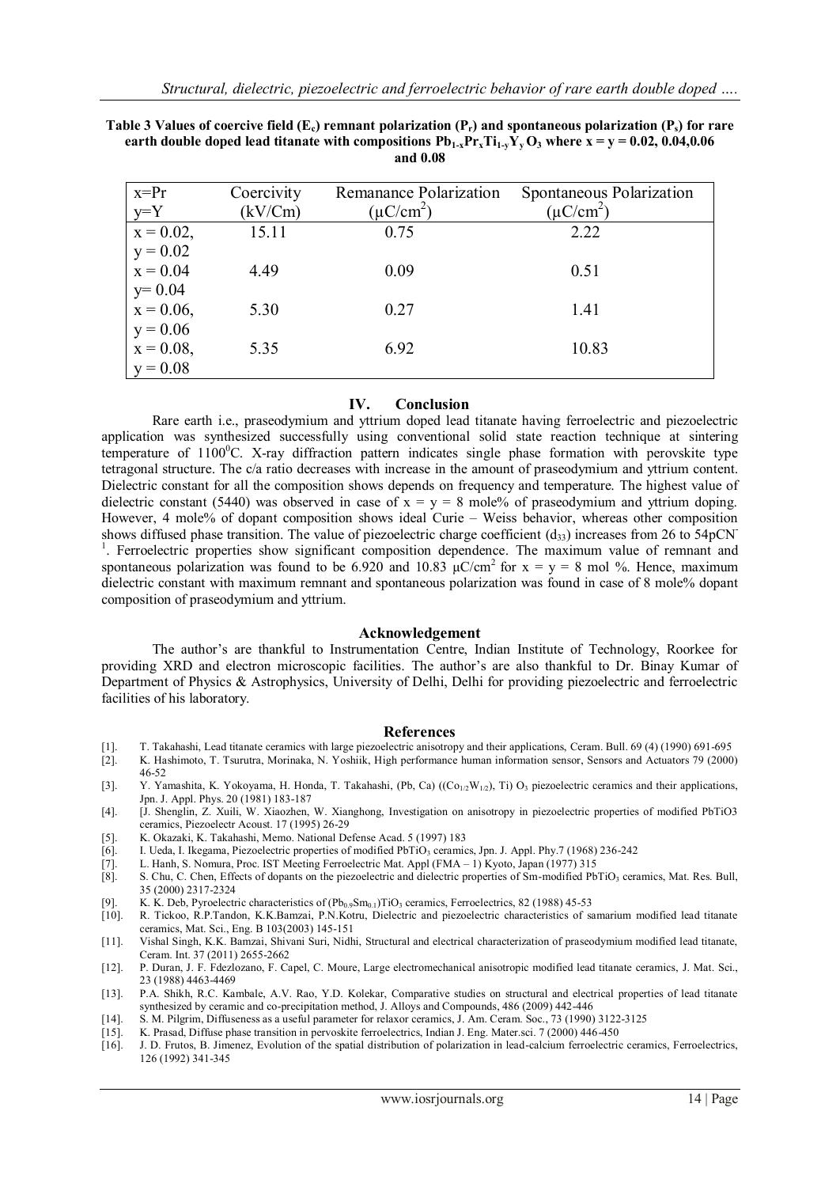**Table 3 Values of coercive field ($E_c$) remnant polarization ($P_r$) and spontaneous polarization ($P_s$) for rare earth double doped lead titanate with compositions $Pb_{1-x}Pr_xTi_{1-y}Y_yO_3$ where x = y = 0.02, 0.04,0.06 and 0.08**

| x=Pr y=Y | Coercivity (kV/Cm) | Remanance Polarization ($\mu C/cm^2$) | Spontaneous Polarization ($\mu C/cm^2$) |
|---|---|---|---|
| x = 0.02, y = 0.02 | 15.11 | 0.75 | 2.22 |
| x = 0.04 y= 0.04 | 4.49 | 0.09 | 0.51 |
| x = 0.06, y = 0.06 | 5.30 | 0.27 | 1.41 |
| x = 0.08, y = 0.08 | 5.35 | 6.92 | 10.83 |

## IV. Conclusion

Rare earth i.e., praseodymium and yttrium doped lead titanate having ferroelectric and piezoelectric application was synthesized successfully using conventional solid state reaction technique at sintering temperature of $1100^0$C. X-ray diffraction pattern indicates single phase formation with perovskite type tetragonal structure. The c/a ratio decreases with increase in the amount of praseodymium and yttrium content. Dielectric constant for all the composition shows depends on frequency and temperature. The highest value of dielectric constant (5440) was observed in case of x = y = 8 mole% of praseodymium and yttrium doping. However, 4 mole% of dopant composition shows ideal Curie – Weiss behavior, whereas other composition shows diffused phase transition. The value of piezoelectric charge coefficient ($d_{33}$) increases from 26 to 54pCN$^{-1}$. Ferroelectric properties show significant composition dependence. The maximum value of remnant and spontaneous polarization was found to be 6.920 and 10.83 $\mu C/cm^2$ for x = y = 8 mol %. Hence, maximum dielectric constant with maximum remnant and spontaneous polarization was found in case of 8 mole% dopant composition of praseodymium and yttrium.

## Acknowledgement

The author's are thankful to Instrumentation Centre, Indian Institute of Technology, Roorkee for providing XRD and electron microscopic facilities. The author's are also thankful to Dr. Binay Kumar of Department of Physics & Astrophysics, University of Delhi, Delhi for providing piezoelectric and ferroelectric facilities of his laboratory.

## References

[1]. T. Takahashi, Lead titanate ceramics with large piezoelectric anisotropy and their applications, Ceram. Bull. 69 (4) (1990) 691-695

[2]. K. Hashimoto, T. Tsurutra, Morinaka, N. Yoshiik, High performance human information sensor, Sensors and Actuators 79 (2000) 46-52

[3]. Y. Yamashita, K. Yokoyama, H. Honda, T. Takahashi, (Pb, Ca) (($Co_{1/2}W_{1/2}$), Ti) $O_3$ piezoelectric ceramics and their applications, Jpn. J. Appl. Phys. 20 (1981) 183-187

[4]. [J. Shenglin, Z. Xuili, W. Xiaozhen, W. Xianghong, Investigation on anisotropy in piezoelectric properties of modified PbTiO3 ceramics, Piezoelectr Acoust. 17 (1995) 26-29

[5]. K. Okazaki, K. Takahashi, Memo. National Defense Acad. 5 (1997) 183

[6]. I. Ueda, I. Ikegama, Piezoelectric properties of modified $PbTiO_3$ ceramics, Jpn. J. Appl. Phy.7 (1968) 236-242

[7]. L. Hanh, S. Nomura, Proc. IST Meeting Ferroelectric Mat. Appl (FMA – 1) Kyoto, Japan (1977) 315

[8]. S. Chu, C. Chen, Effects of dopants on the piezoelectric and dielectric properties of Sm-modified $PbTiO_3$ ceramics, Mat. Res. Bull, 35 (2000) 2317-2324

[9]. K. K. Deb, Pyroelectric characteristics of $(Pb_{0.9}Sm_{0.1})TiO_3$ ceramics, Ferroelectrics, 82 (1988) 45-53

[10]. R. Tickoo, R.P.Tandon, K.K.Bamzai, P.N.Kotru, Dielectric and piezoelectric characteristics of samarium modified lead titanate ceramics, Mat. Sci., Eng. B 103(2003) 145-151

[11]. Vishal Singh, K.K. Bamzai, Shivani Suri, Nidhi, Structural and electrical characterization of praseodymium modified lead titanate, Ceram. Int. 37 (2011) 2655-2662

[12]. P. Duran, J. F. Fdezlozano, F. Capel, C. Moure, Large electromechanical anisotropic modified lead titanate ceramics, J. Mat. Sci., 23 (1988) 4463-4469

[13]. P.A. Shikh, R.C. Kambale, A.V. Rao, Y.D. Kolekar, Comparative studies on structural and electrical properties of lead titanate synthesized by ceramic and co-precipitation method, J. Alloys and Compounds, 486 (2009) 442-446

[14]. S. M. Pilgrim, Diffuseness as a useful parameter for relaxor ceramics, J. Am. Ceram. Soc., 73 (1990) 3122-3125

[15]. K. Prasad, Diffuse phase transition in pervoskite ferroelectrics, Indian J. Eng. Mater.sci. 7 (2000) 446-450

[16]. J. D. Frutos, B. Jimenez, Evolution of the spatial distribution of polarization in lead-calcium ferroelectric ceramics, Ferroelectrics, 126 (1992) 341-345